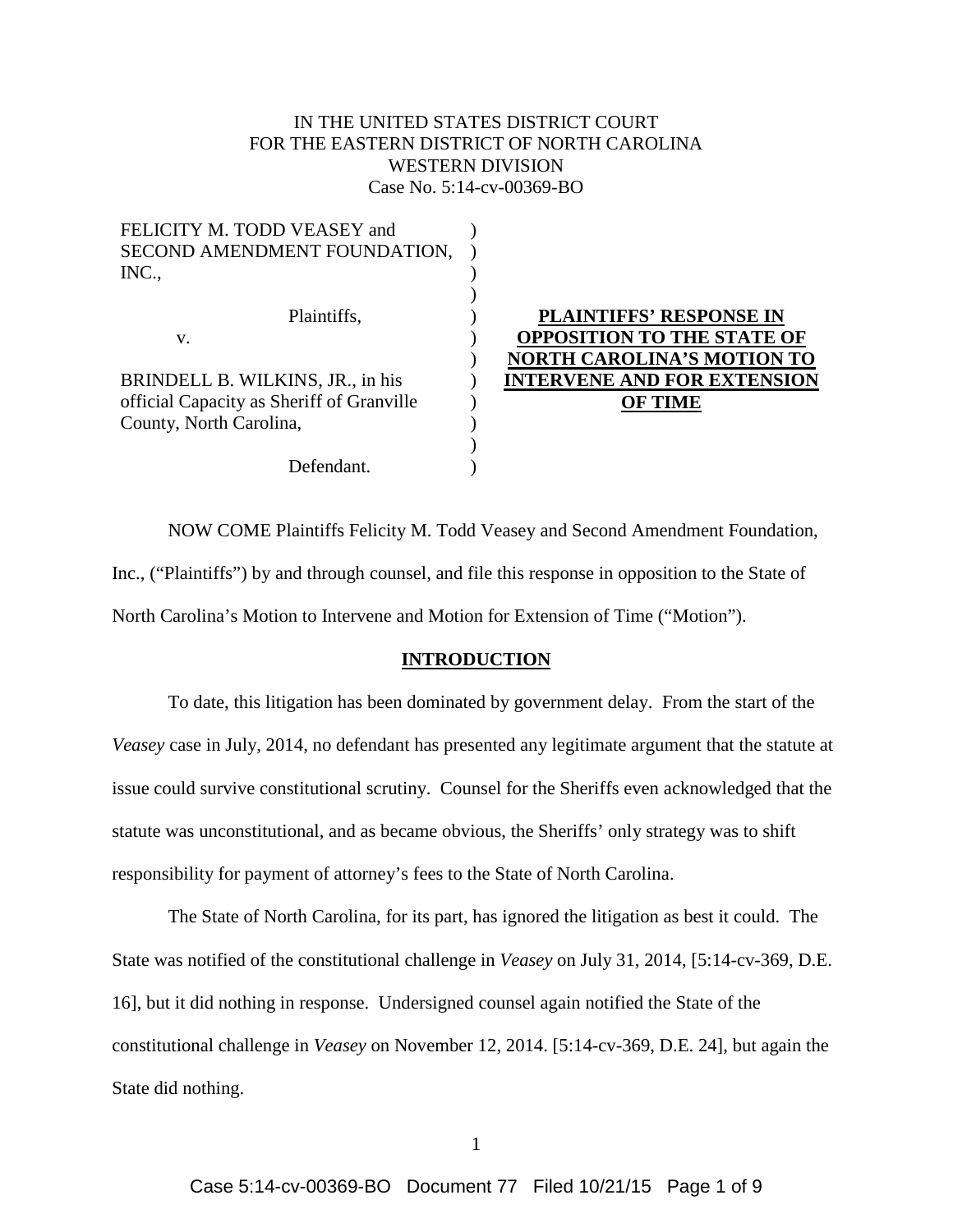IN THE UNITED STATES DISTRICT COURT
FOR THE EASTERN DISTRICT OF NORTH CAROLINA
WESTERN DIVISION
Case No. 5:14-cv-00369-BO

| | |
|---|---|
| FELICITY M. TODD VEASEY and SECOND AMENDMENT FOUNDATION, INC., | |
| Plaintiffs, | **PLAINTIFFS' RESPONSE IN OPPOSITION TO THE STATE OF NORTH CAROLINA'S MOTION TO INTERVENE AND FOR EXTENSION OF TIME** |
| v. | |
| BRINDELL B. WILKINS, JR., in his official Capacity as Sheriff of Granville County, North Carolina, | |
| Defendant. | |

NOW COME Plaintiffs Felicity M. Todd Veasey and Second Amendment Foundation, Inc., ("Plaintiffs") by and through counsel, and file this response in opposition to the State of North Carolina's Motion to Intervene and Motion for Extension of Time ("Motion").

## INTRODUCTION

To date, this litigation has been dominated by government delay. From the start of the *Veasey* case in July, 2014, no defendant has presented any legitimate argument that the statute at issue could survive constitutional scrutiny. Counsel for the Sheriffs even acknowledged that the statute was unconstitutional, and as became obvious, the Sheriffs' only strategy was to shift responsibility for payment of attorney's fees to the State of North Carolina.

The State of North Carolina, for its part, has ignored the litigation as best it could. The State was notified of the constitutional challenge in *Veasey* on July 31, 2014, [5:14-cv-369, D.E. 16], but it did nothing in response. Undersigned counsel again notified the State of the constitutional challenge in *Veasey* on November 12, 2014. [5:14-cv-369, D.E. 24], but again the State did nothing.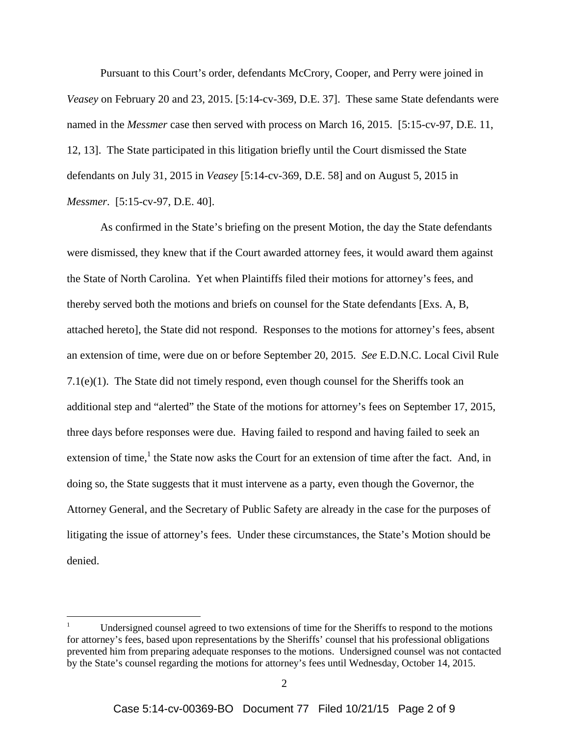Pursuant to this Court's order, defendants McCrory, Cooper, and Perry were joined in *Veasey* on February 20 and 23, 2015. [5:14-cv-369, D.E. 37]. These same State defendants were named in the *Messmer* case then served with process on March 16, 2015. [5:15-cv-97, D.E. 11, 12, 13]. The State participated in this litigation briefly until the Court dismissed the State defendants on July 31, 2015 in *Veasey* [5:14-cv-369, D.E. 58] and on August 5, 2015 in *Messmer*. [5:15-cv-97, D.E. 40].

As confirmed in the State's briefing on the present Motion, the day the State defendants were dismissed, they knew that if the Court awarded attorney fees, it would award them against the State of North Carolina. Yet when Plaintiffs filed their motions for attorney's fees, and thereby served both the motions and briefs on counsel for the State defendants [Exs. A, B, attached hereto], the State did not respond. Responses to the motions for attorney's fees, absent an extension of time, were due on or before September 20, 2015. *See* E.D.N.C. Local Civil Rule 7.1(e)(1). The State did not timely respond, even though counsel for the Sheriffs took an additional step and "alerted" the State of the motions for attorney's fees on September 17, 2015, three days before responses were due. Having failed to respond and having failed to seek an extension of time,[1] the State now asks the Court for an extension of time after the fact. And, in doing so, the State suggests that it must intervene as a party, even though the Governor, the Attorney General, and the Secretary of Public Safety are already in the case for the purposes of litigating the issue of attorney's fees. Under these circumstances, the State's Motion should be denied.

[1] Undersigned counsel agreed to two extensions of time for the Sheriffs to respond to the motions for attorney's fees, based upon representations by the Sheriffs' counsel that his professional obligations prevented him from preparing adequate responses to the motions. Undersigned counsel was not contacted by the State's counsel regarding the motions for attorney's fees until Wednesday, October 14, 2015.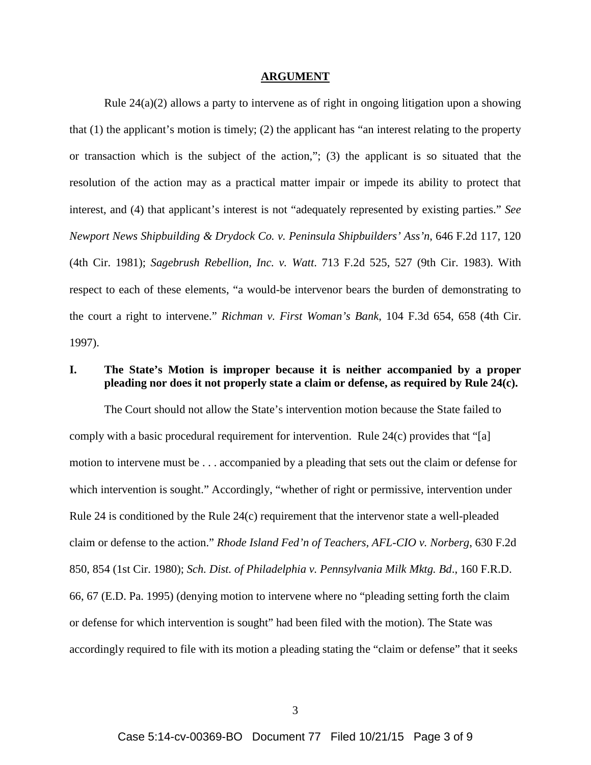## ARGUMENT

Rule 24(a)(2) allows a party to intervene as of right in ongoing litigation upon a showing that (1) the applicant's motion is timely; (2) the applicant has "an interest relating to the property or transaction which is the subject of the action,"; (3) the applicant is so situated that the resolution of the action may as a practical matter impair or impede its ability to protect that interest, and (4) that applicant's interest is not "adequately represented by existing parties." *See Newport News Shipbuilding & Drydock Co. v. Peninsula Shipbuilders' Ass'n*, 646 F.2d 117, 120 (4th Cir. 1981); *Sagebrush Rebellion, Inc. v. Watt*. 713 F.2d 525, 527 (9th Cir. 1983). With respect to each of these elements, "a would-be intervenor bears the burden of demonstrating to the court a right to intervene." *Richman v. First Woman's Bank*, 104 F.3d 654, 658 (4th Cir. 1997).

### I. The State's Motion is improper because it is neither accompanied by a proper pleading nor does it not properly state a claim or defense, as required by Rule 24(c).

The Court should not allow the State's intervention motion because the State failed to comply with a basic procedural requirement for intervention. Rule 24(c) provides that "[a] motion to intervene must be . . . accompanied by a pleading that sets out the claim or defense for which intervention is sought." Accordingly, "whether of right or permissive, intervention under Rule 24 is conditioned by the Rule 24(c) requirement that the intervenor state a well-pleaded claim or defense to the action." *Rhode Island Fed'n of Teachers, AFL-CIO v. Norberg*, 630 F.2d 850, 854 (1st Cir. 1980); *Sch. Dist. of Philadelphia v. Pennsylvania Milk Mktg. Bd*., 160 F.R.D. 66, 67 (E.D. Pa. 1995) (denying motion to intervene where no "pleading setting forth the claim or defense for which intervention is sought" had been filed with the motion). The State was accordingly required to file with its motion a pleading stating the "claim or defense" that it seeks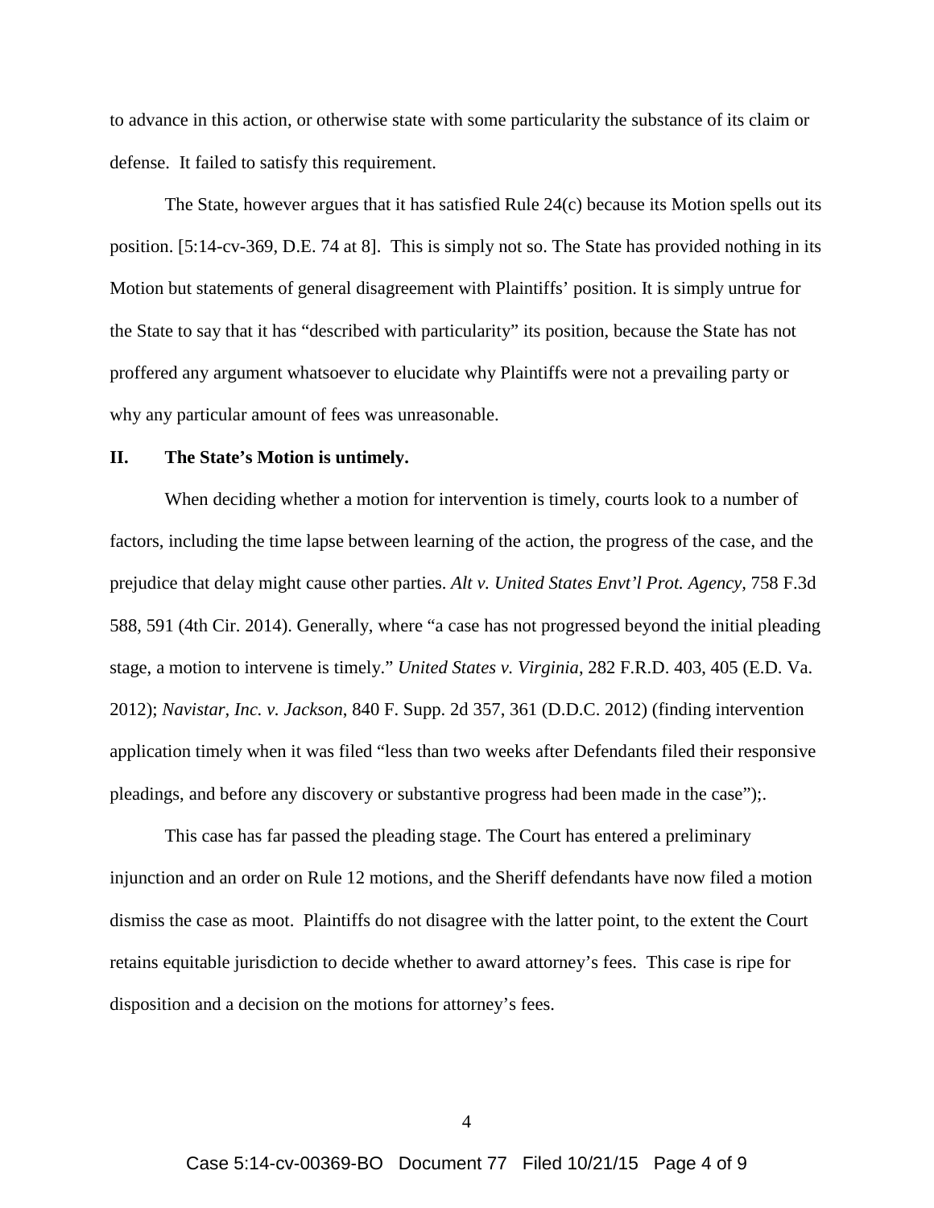to advance in this action, or otherwise state with some particularity the substance of its claim or defense. It failed to satisfy this requirement.

The State, however argues that it has satisfied Rule 24(c) because its Motion spells out its position. [5:14-cv-369, D.E. 74 at 8]. This is simply not so. The State has provided nothing in its Motion but statements of general disagreement with Plaintiffs' position. It is simply untrue for the State to say that it has "described with particularity" its position, because the State has not proffered any argument whatsoever to elucidate why Plaintiffs were not a prevailing party or why any particular amount of fees was unreasonable.

## II. The State's Motion is untimely.

When deciding whether a motion for intervention is timely, courts look to a number of factors, including the time lapse between learning of the action, the progress of the case, and the prejudice that delay might cause other parties. *Alt v. United States Envt'l Prot. Agency*, 758 F.3d 588, 591 (4th Cir. 2014). Generally, where "a case has not progressed beyond the initial pleading stage, a motion to intervene is timely." *United States v. Virginia*, 282 F.R.D. 403, 405 (E.D. Va. 2012); *Navistar, Inc. v. Jackson*, 840 F. Supp. 2d 357, 361 (D.D.C. 2012) (finding intervention application timely when it was filed "less than two weeks after Defendants filed their responsive pleadings, and before any discovery or substantive progress had been made in the case");.

This case has far passed the pleading stage. The Court has entered a preliminary injunction and an order on Rule 12 motions, and the Sheriff defendants have now filed a motion dismiss the case as moot. Plaintiffs do not disagree with the latter point, to the extent the Court retains equitable jurisdiction to decide whether to award attorney's fees. This case is ripe for disposition and a decision on the motions for attorney's fees.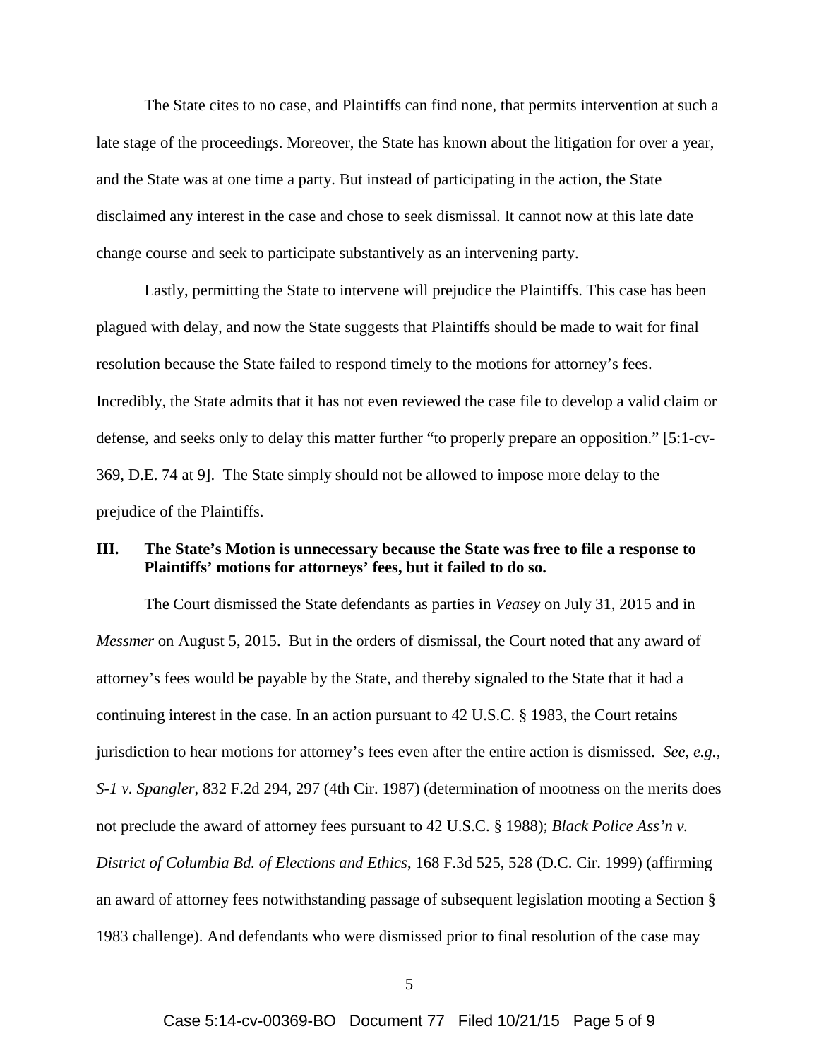The State cites to no case, and Plaintiffs can find none, that permits intervention at such a late stage of the proceedings. Moreover, the State has known about the litigation for over a year, and the State was at one time a party. But instead of participating in the action, the State disclaimed any interest in the case and chose to seek dismissal. It cannot now at this late date change course and seek to participate substantively as an intervening party.

Lastly, permitting the State to intervene will prejudice the Plaintiffs. This case has been plagued with delay, and now the State suggests that Plaintiffs should be made to wait for final resolution because the State failed to respond timely to the motions for attorney's fees. Incredibly, the State admits that it has not even reviewed the case file to develop a valid claim or defense, and seeks only to delay this matter further "to properly prepare an opposition." [5:1-cv-369, D.E. 74 at 9]. The State simply should not be allowed to impose more delay to the prejudice of the Plaintiffs.

## III. The State's Motion is unnecessary because the State was free to file a response to Plaintiffs' motions for attorneys' fees, but it failed to do so.

The Court dismissed the State defendants as parties in *Veasey* on July 31, 2015 and in *Messmer* on August 5, 2015. But in the orders of dismissal, the Court noted that any award of attorney's fees would be payable by the State, and thereby signaled to the State that it had a continuing interest in the case. In an action pursuant to 42 U.S.C. § 1983, the Court retains jurisdiction to hear motions for attorney's fees even after the entire action is dismissed. *See, e.g.*, *S-1 v. Spangler*, 832 F.2d 294, 297 (4th Cir. 1987) (determination of mootness on the merits does not preclude the award of attorney fees pursuant to 42 U.S.C. § 1988); *Black Police Ass'n v. District of Columbia Bd. of Elections and Ethics*, 168 F.3d 525, 528 (D.C. Cir. 1999) (affirming an award of attorney fees notwithstanding passage of subsequent legislation mooting a Section § 1983 challenge). And defendants who were dismissed prior to final resolution of the case may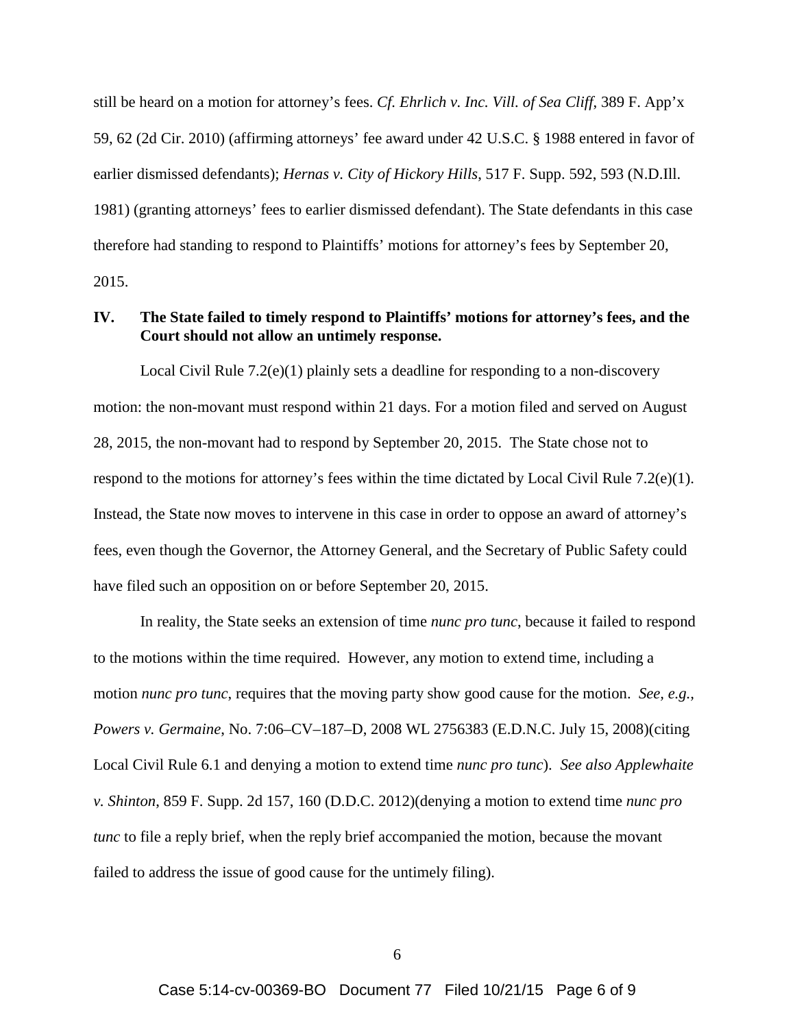still be heard on a motion for attorney's fees. *Cf. Ehrlich v. Inc. Vill. of Sea Cliff*, 389 F. App'x 59, 62 (2d Cir. 2010) (affirming attorneys' fee award under 42 U.S.C. § 1988 entered in favor of earlier dismissed defendants); *Hernas v. City of Hickory Hills*, 517 F. Supp. 592, 593 (N.D.Ill. 1981) (granting attorneys' fees to earlier dismissed defendant). The State defendants in this case therefore had standing to respond to Plaintiffs' motions for attorney's fees by September 20, 2015.

## IV. The State failed to timely respond to Plaintiffs' motions for attorney's fees, and the Court should not allow an untimely response.

Local Civil Rule 7.2(e)(1) plainly sets a deadline for responding to a non-discovery motion: the non-movant must respond within 21 days. For a motion filed and served on August 28, 2015, the non-movant had to respond by September 20, 2015. The State chose not to respond to the motions for attorney's fees within the time dictated by Local Civil Rule 7.2(e)(1). Instead, the State now moves to intervene in this case in order to oppose an award of attorney's fees, even though the Governor, the Attorney General, and the Secretary of Public Safety could have filed such an opposition on or before September 20, 2015.

In reality, the State seeks an extension of time *nunc pro tunc*, because it failed to respond to the motions within the time required. However, any motion to extend time, including a motion *nunc pro tunc*, requires that the moving party show good cause for the motion. *See, e.g.*, *Powers v. Germaine*, No. 7:06–CV–187–D, 2008 WL 2756383 (E.D.N.C. July 15, 2008)(citing Local Civil Rule 6.1 and denying a motion to extend time *nunc pro tunc*). *See also Applewhaite v. Shinton*, 859 F. Supp. 2d 157, 160 (D.D.C. 2012)(denying a motion to extend time *nunc pro tunc* to file a reply brief, when the reply brief accompanied the motion, because the movant failed to address the issue of good cause for the untimely filing).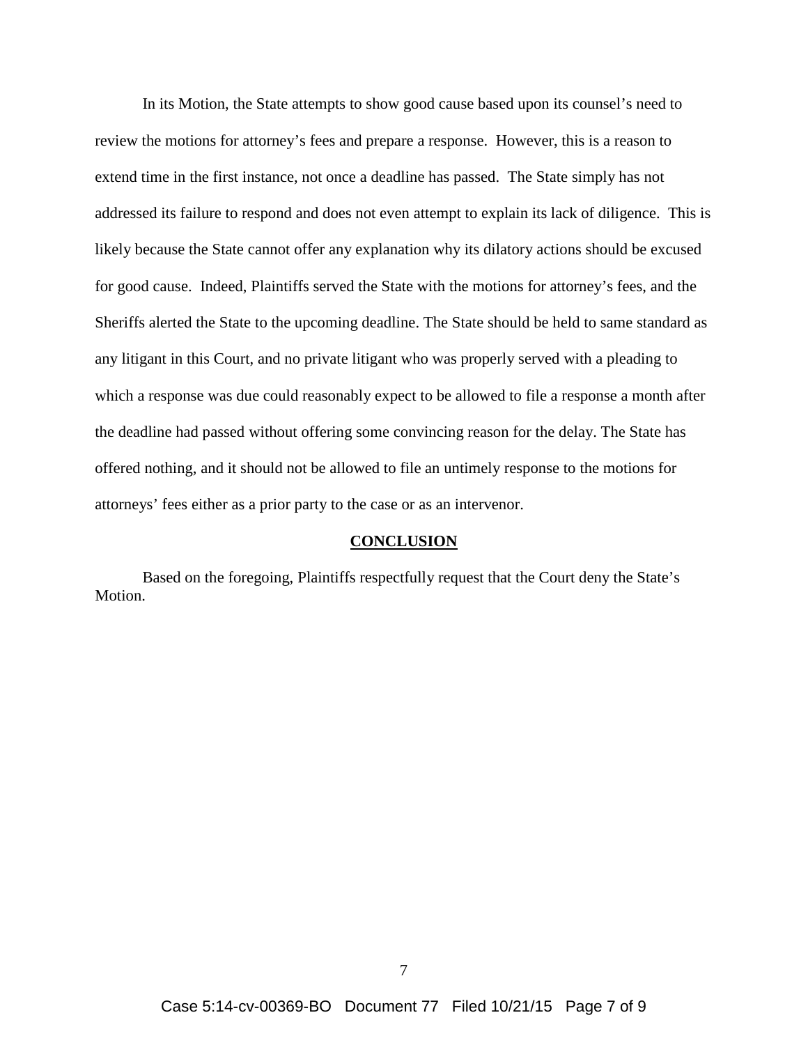In its Motion, the State attempts to show good cause based upon its counsel's need to review the motions for attorney's fees and prepare a response. However, this is a reason to extend time in the first instance, not once a deadline has passed. The State simply has not addressed its failure to respond and does not even attempt to explain its lack of diligence. This is likely because the State cannot offer any explanation why its dilatory actions should be excused for good cause. Indeed, Plaintiffs served the State with the motions for attorney's fees, and the Sheriffs alerted the State to the upcoming deadline. The State should be held to same standard as any litigant in this Court, and no private litigant who was properly served with a pleading to which a response was due could reasonably expect to be allowed to file a response a month after the deadline had passed without offering some convincing reason for the delay. The State has offered nothing, and it should not be allowed to file an untimely response to the motions for attorneys' fees either as a prior party to the case or as an intervenor.

## CONCLUSION

Based on the foregoing, Plaintiffs respectfully request that the Court deny the State's Motion.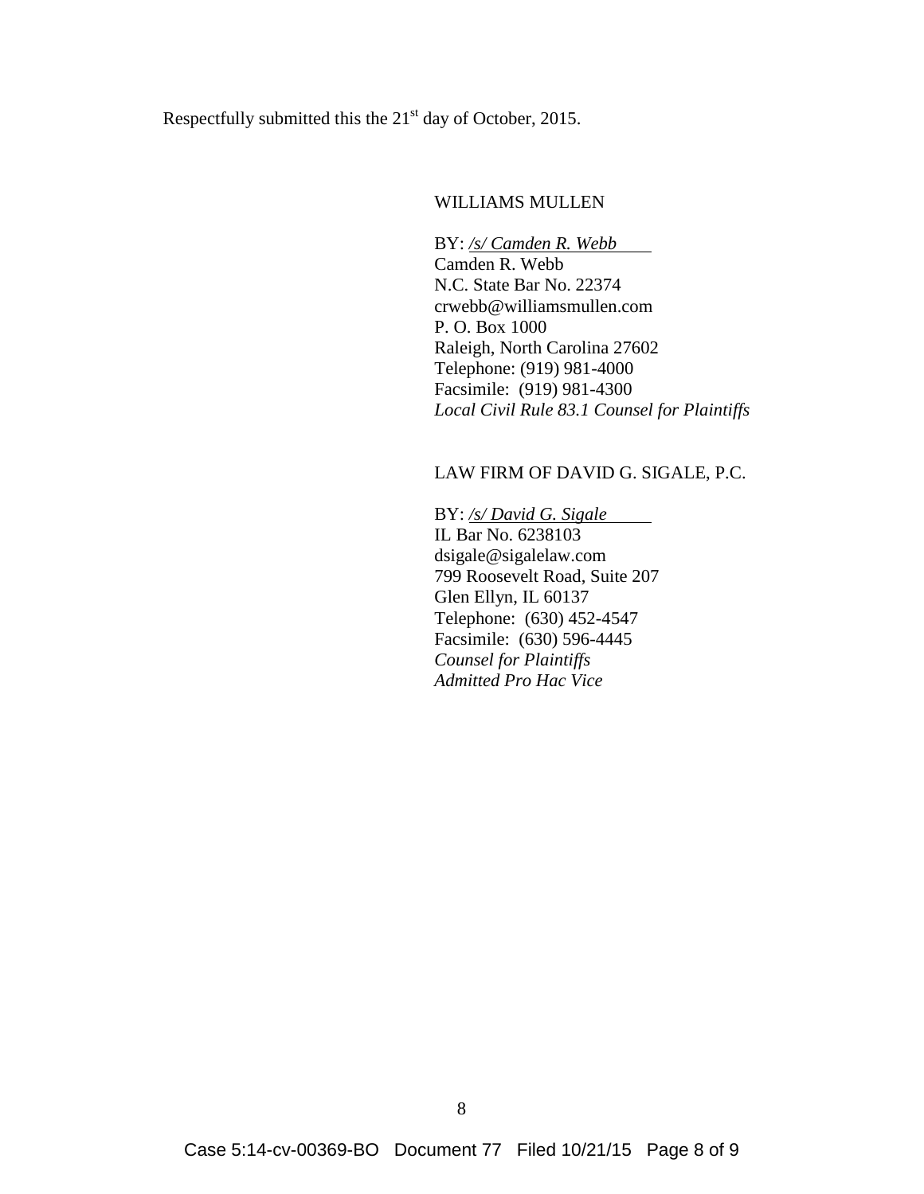Respectfully submitted this the 21st day of October, 2015.

WILLIAMS MULLEN

BY: */s/ Camden R. Webb*
Camden R. Webb
N.C. State Bar No. 22374
crwebb@williamsmullen.com
P. O. Box 1000
Raleigh, North Carolina 27602
Telephone: (919) 981-4000
Facsimile: (919) 981-4300
*Local Civil Rule 83.1 Counsel for Plaintiffs*

LAW FIRM OF DAVID G. SIGALE, P.C.

BY: */s/ David G. Sigale*
IL Bar No. 6238103
dsigale@sigalelaw.com
799 Roosevelt Road, Suite 207
Glen Ellyn, IL 60137
Telephone: (630) 452-4547
Facsimile: (630) 596-4445
*Counsel for Plaintiffs*
*Admitted Pro Hac Vice*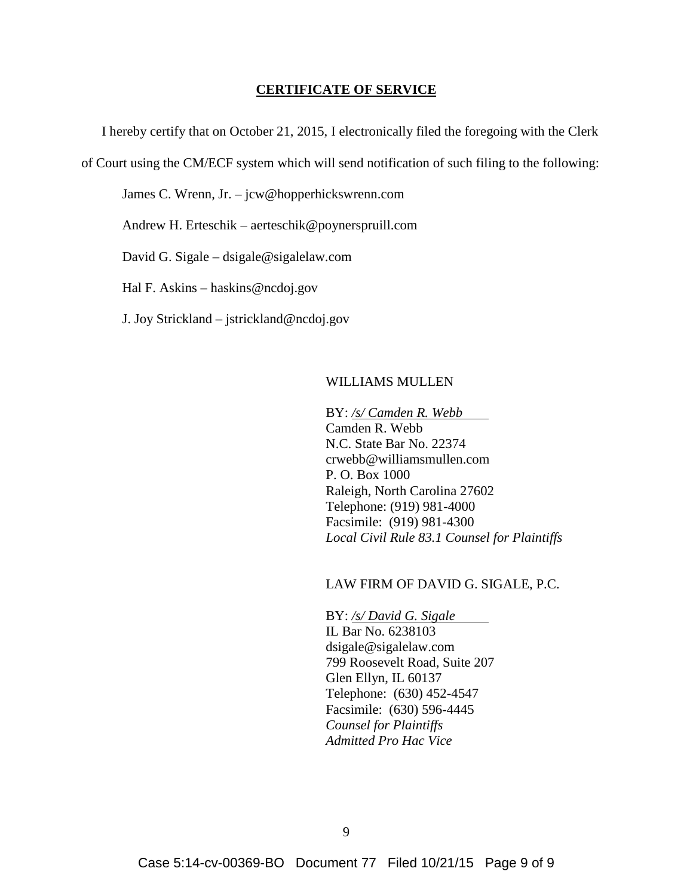## CERTIFICATE OF SERVICE

I hereby certify that on October 21, 2015, I electronically filed the foregoing with the Clerk of Court using the CM/ECF system which will send notification of such filing to the following:

James C. Wrenn, Jr. – jcw@hopperhickswrenn.com

Andrew H. Erteschik – aerteschik@poynerspruill.com

David G. Sigale – dsigale@sigalelaw.com

Hal F. Askins – haskins@ncdoj.gov

J. Joy Strickland – jstrickland@ncdoj.gov

WILLIAMS MULLEN

BY: */s/ Camden R. Webb*  
Camden R. Webb  
N.C. State Bar No. 22374  
crwebb@williamsmullen.com  
P. O. Box 1000  
Raleigh, North Carolina 27602  
Telephone: (919) 981-4000  
Facsimile: (919) 981-4300  
*Local Civil Rule 83.1 Counsel for Plaintiffs*

LAW FIRM OF DAVID G. SIGALE, P.C.

BY: */s/ David G. Sigale*  
IL Bar No. 6238103  
dsigale@sigalelaw.com  
799 Roosevelt Road, Suite 207  
Glen Ellyn, IL 60137  
Telephone: (630) 452-4547  
Facsimile: (630) 596-4445  
*Counsel for Plaintiffs*  
*Admitted Pro Hac Vice*